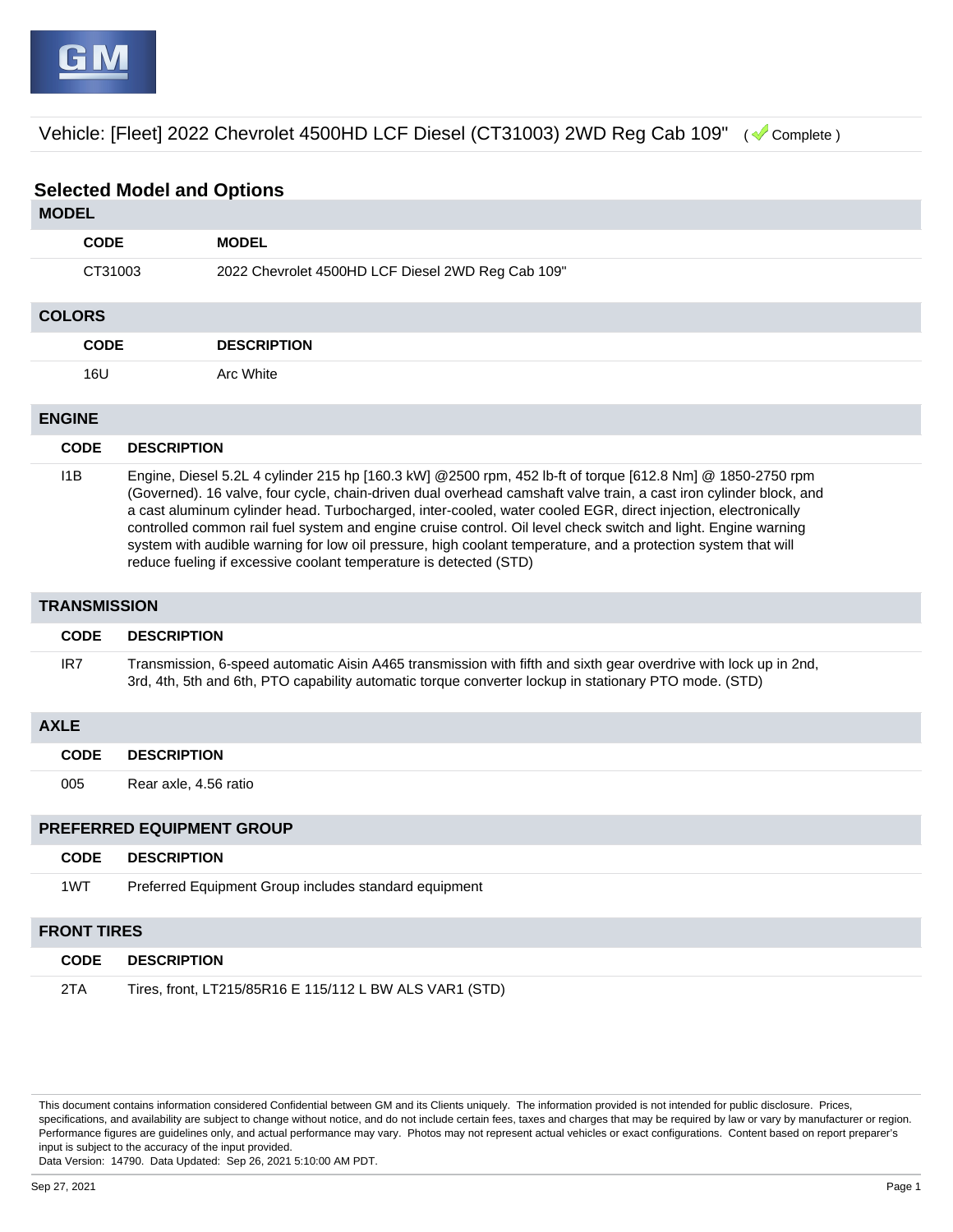Vehicle: [Fleet] 2022 Chevrolet 4500HD LCF Diesel (CT31003) 2WD Reg Cab 109" ( Complete )

## Selected Model and Options

### MODEL

| CODE | MODEL |
|---|---|
| CT31003 | 2022 Chevrolet 4500HD LCF Diesel 2WD Reg Cab 109" |

### COLORS

| CODE | DESCRIPTION |
|---|---|
| 16U | Arc White |

### ENGINE

| CODE | DESCRIPTION |
|---|---|
| I1B | Engine, Diesel 5.2L 4 cylinder 215 hp [160.3 kW] @2500 rpm, 452 lb-ft of torque [612.8 Nm] @ 1850-2750 rpm (Governed). 16 valve, four cycle, chain-driven dual overhead camshaft valve train, a cast iron cylinder block, and a cast aluminum cylinder head. Turbocharged, inter-cooled, water cooled EGR, direct injection, electronically controlled common rail fuel system and engine cruise control. Oil level check switch and light. Engine warning system with audible warning for low oil pressure, high coolant temperature, and a protection system that will reduce fueling if excessive coolant temperature is detected (STD) |

### TRANSMISSION

| CODE | DESCRIPTION |
|---|---|
| IR7 | Transmission, 6-speed automatic Aisin A465 transmission with fifth and sixth gear overdrive with lock up in 2nd, 3rd, 4th, 5th and 6th, PTO capability automatic torque converter lockup in stationary PTO mode. (STD) |

### AXLE

| CODE | DESCRIPTION |
|---|---|
| 005 | Rear axle, 4.56 ratio |

### PREFERRED EQUIPMENT GROUP

| CODE | DESCRIPTION |
|---|---|
| 1WT | Preferred Equipment Group includes standard equipment |

### FRONT TIRES

| CODE | DESCRIPTION |
|---|---|
| 2TA | Tires, front, LT215/85R16 E 115/112 L BW ALS VAR1 (STD) |

This document contains information considered Confidential between GM and its Clients uniquely. The information provided is not intended for public disclosure. Prices, specifications, and availability are subject to change without notice, and do not include certain fees, taxes and charges that may be required by law or vary by manufacturer or region. Performance figures are guidelines only, and actual performance may vary. Photos may not represent actual vehicles or exact configurations. Content based on report preparer's input is subject to the accuracy of the input provided.
Data Version: 14790. Data Updated: Sep 26, 2021 5:10:00 AM PDT.

Sep 27, 2021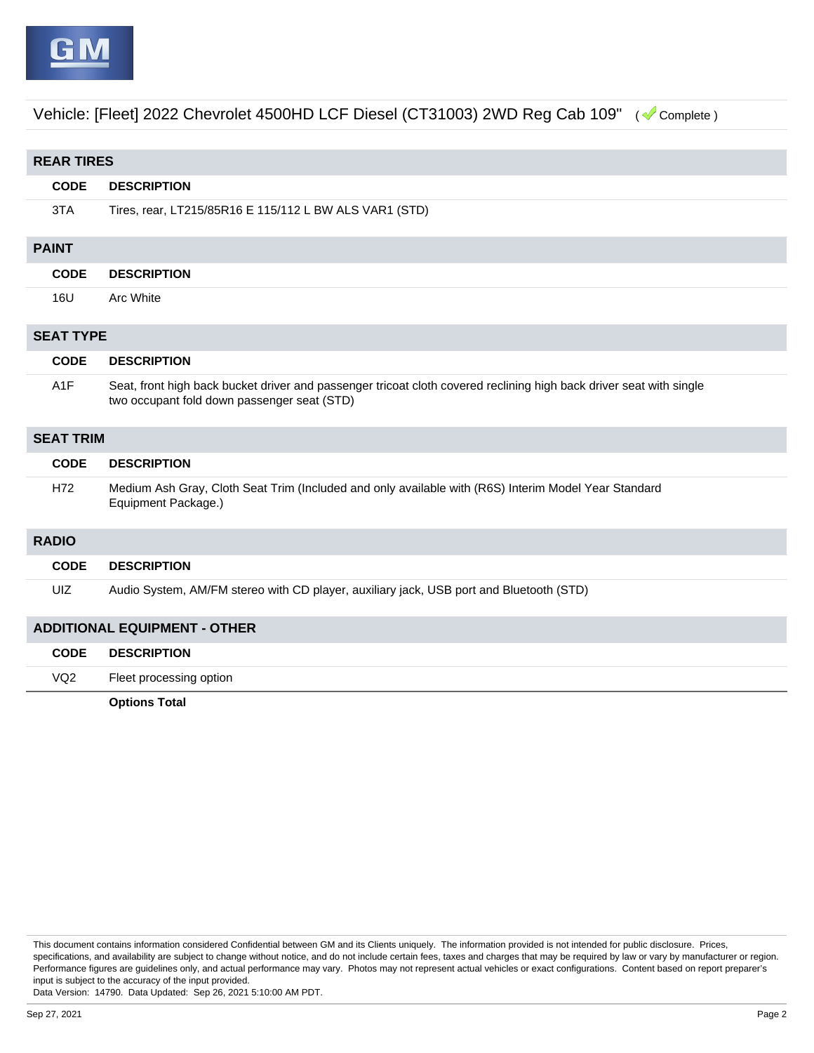GM

Vehicle: [Fleet] 2022 Chevrolet 4500HD LCF Diesel (CT31003) 2WD Reg Cab 109" ( Complete )

## REAR TIRES

| CODE | DESCRIPTION |
|---|---|
| 3TA | Tires, rear, LT215/85R16 E 115/112 L BW ALS VAR1 (STD) |

## PAINT

| CODE | DESCRIPTION |
|---|---|
| 16U | Arc White |

## SEAT TYPE

| CODE | DESCRIPTION |
|---|---|
| A1F | Seat, front high back bucket driver and passenger tricoat cloth covered reclining high back driver seat with single two occupant fold down passenger seat (STD) |

## SEAT TRIM

| CODE | DESCRIPTION |
|---|---|
| H72 | Medium Ash Gray, Cloth Seat Trim (Included and only available with (R6S) Interim Model Year Standard Equipment Package.) |

## RADIO

| CODE | DESCRIPTION |
|---|---|
| UIZ | Audio System, AM/FM stereo with CD player, auxiliary jack, USB port and Bluetooth (STD) |

## ADDITIONAL EQUIPMENT - OTHER

| CODE | DESCRIPTION |
|---|---|
| VQ2 | Fleet processing option |
| | **Options Total** |

This document contains information considered Confidential between GM and its Clients uniquely. The information provided is not intended for public disclosure. Prices, specifications, and availability are subject to change without notice, and do not include certain fees, taxes and charges that may be required by law or vary by manufacturer or region. Performance figures are guidelines only, and actual performance may vary. Photos may not represent actual vehicles or exact configurations. Content based on report preparer's input is subject to the accuracy of the input provided.
Data Version: 14790. Data Updated: Sep 26, 2021 5:10:00 AM PDT.

Sep 27, 2021